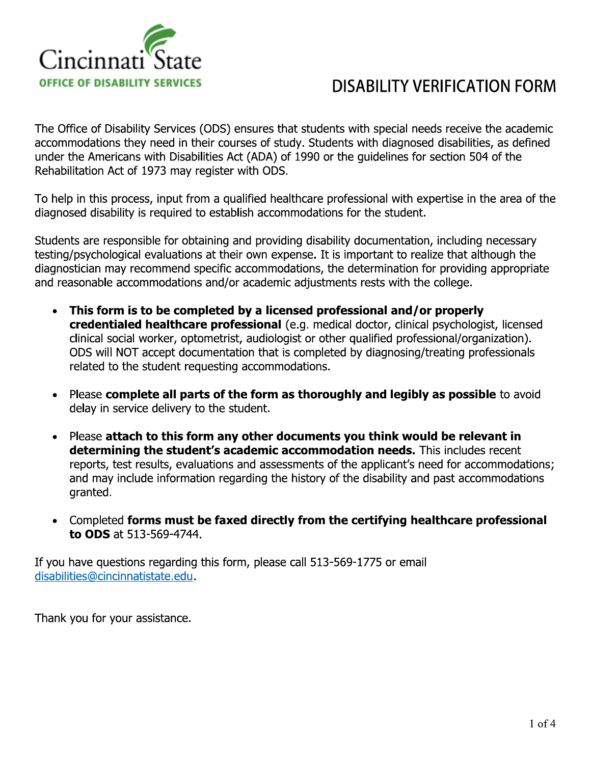Cincinnati State

OFFICE OF DISABILITY SERVICES

# DISABILITY VERIFICATION FORM

The Office of Disability Services (ODS) ensures that students with special needs receive the academic accommodations they need in their courses of study. Students with diagnosed disabilities, as defined under the Americans with Disabilities Act (ADA) of 1990 or the guidelines for section 504 of the Rehabilitation Act of 1973 may register with ODS.

To help in this process, input from a qualified healthcare professional with expertise in the area of the diagnosed disability is required to establish accommodations for the student.

Students are responsible for obtaining and providing disability documentation, including necessary testing/psychological evaluations at their own expense. It is important to realize that although the diagnostician may recommend specific accommodations, the determination for providing appropriate and reasonable accommodations and/or academic adjustments rests with the college.

- **This form is to be completed by a licensed professional and/or properly credentialed healthcare professional** (e.g. medical doctor, clinical psychologist, licensed clinical social worker, optometrist, audiologist or other qualified professional/organization). ODS will NOT accept documentation that is completed by diagnosing/treating professionals related to the student requesting accommodations.

- Please **complete all parts of the form as thoroughly and legibly as possible** to avoid delay in service delivery to the student.

- Please **attach to this form any other documents you think would be relevant in determining the student's academic accommodation needs.** This includes recent reports, test results, evaluations and assessments of the applicant's need for accommodations; and may include information regarding the history of the disability and past accommodations granted.

- Completed **forms must be faxed directly from the certifying healthcare professional to ODS** at 513-569-4744.

If you have questions regarding this form, please call 513-569-1775 or email disabilities@cincinnatistate.edu.

Thank you for your assistance.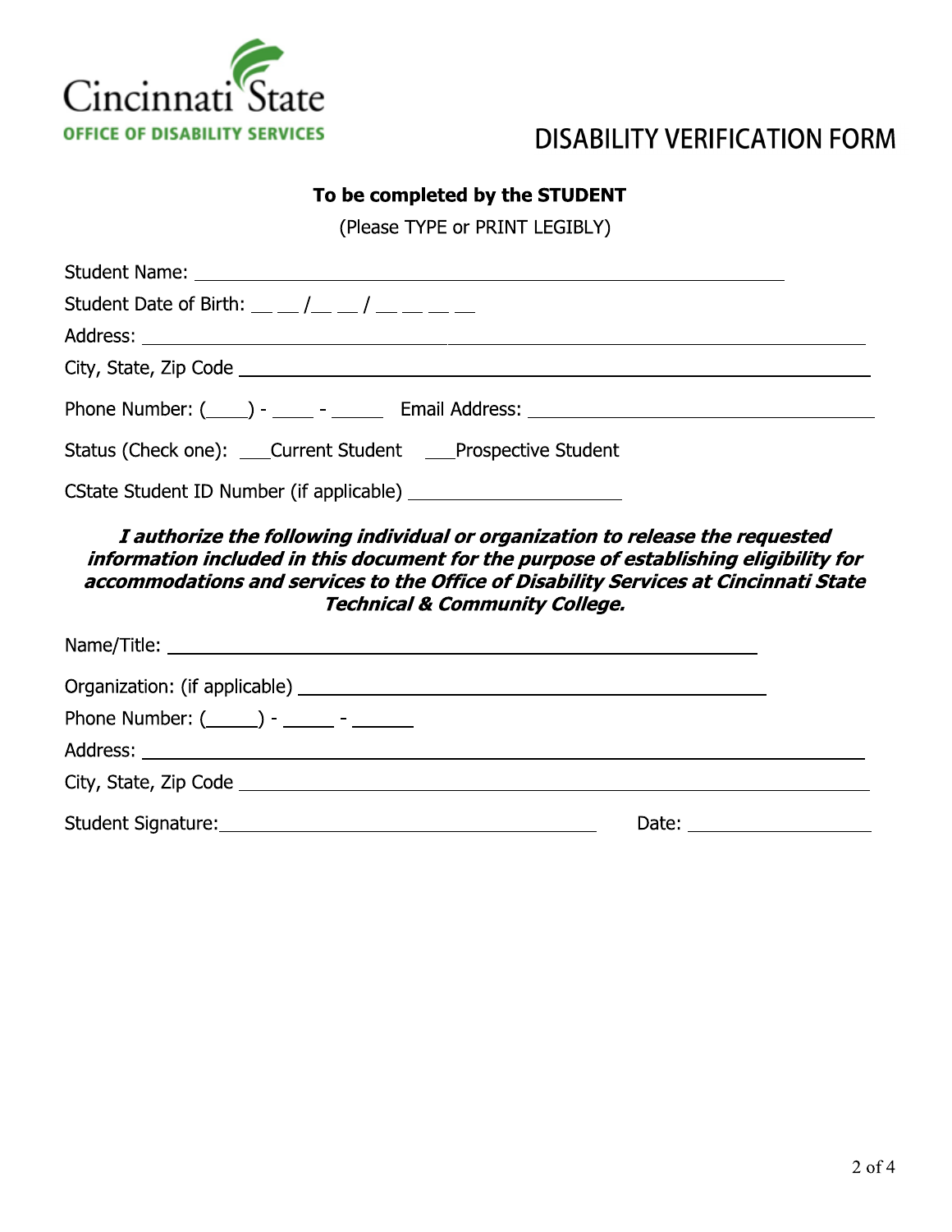Cincinnati State

OFFICE OF DISABILITY SERVICES

# DISABILITY VERIFICATION FORM

**To be completed by the STUDENT**

(Please TYPE or PRINT LEGIBLY)

Student Name: ______________________________________________

Student Date of Birth: __ __ /__ __ / __ __ __ __

Address: ______________________________________________

City, State, Zip Code ______________________________________________

Phone Number: (____) - ____ - _____ Email Address: ______________________________

Status (Check one): ___Current Student ___Prospective Student

CState Student ID Number (if applicable) ____________________

***I authorize the following individual or organization to release the requested information included in this document for the purpose of establishing eligibility for accommodations and services to the Office of Disability Services at Cincinnati State Technical & Community College.***

Name/Title: ______________________________________________

Organization: (if applicable) ______________________________________

Phone Number: (_____) - _____ - ______

Address: ______________________________________________

City, State, Zip Code ______________________________________________

Student Signature:______________________________ Date: ________________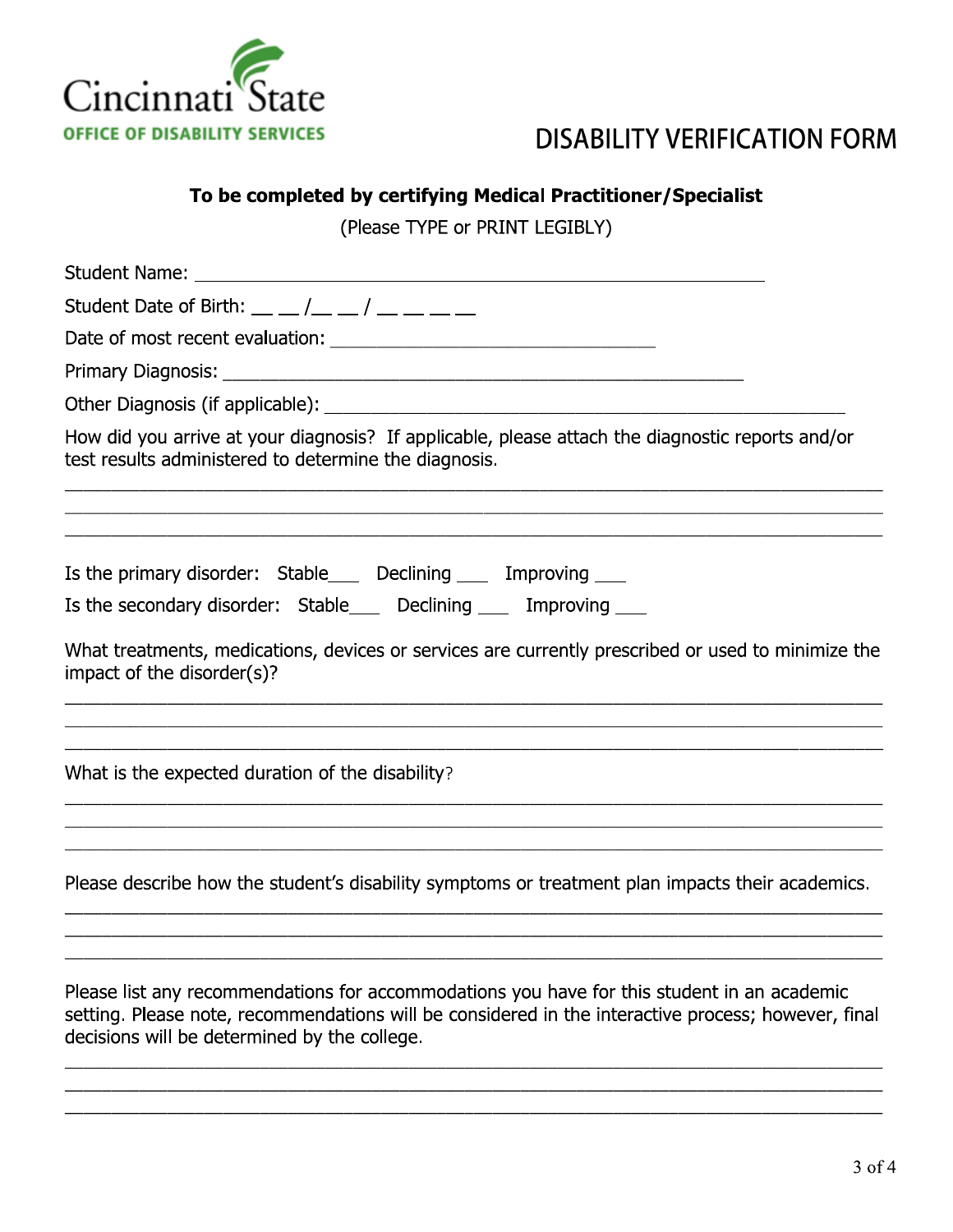Cincinnati State

OFFICE OF DISABILITY SERVICES

# DISABILITY VERIFICATION FORM

**To be completed by certifying Medical Practitioner/Specialist**

(Please TYPE or PRINT LEGIBLY)

Student Name: ____________________________________________________________

Student Date of Birth: __ __ /__ __ / __ __ __ __

Date of most recent evaluation: ________________________________

Primary Diagnosis: ___________________________________________________

Other Diagnosis (if applicable): ________________________________________________

How did you arrive at your diagnosis? If applicable, please attach the diagnostic reports and/or test results administered to determine the diagnosis.

_____________________________________________________________________________
_____________________________________________________________________________
_____________________________________________________________________________

Is the primary disorder: Stable___ Declining ___ Improving ___

Is the secondary disorder: Stable___ Declining ___ Improving ___

What treatments, medications, devices or services are currently prescribed or used to minimize the impact of the disorder(s)?

_____________________________________________________________________________
_____________________________________________________________________________
_____________________________________________________________________________

What is the expected duration of the disability?

_____________________________________________________________________________
_____________________________________________________________________________
_____________________________________________________________________________

Please describe how the student's disability symptoms or treatment plan impacts their academics.

_____________________________________________________________________________
_____________________________________________________________________________
_____________________________________________________________________________

Please list any recommendations for accommodations you have for this student in an academic setting. Please note, recommendations will be considered in the interactive process; however, final decisions will be determined by the college.

_____________________________________________________________________________
_____________________________________________________________________________
_____________________________________________________________________________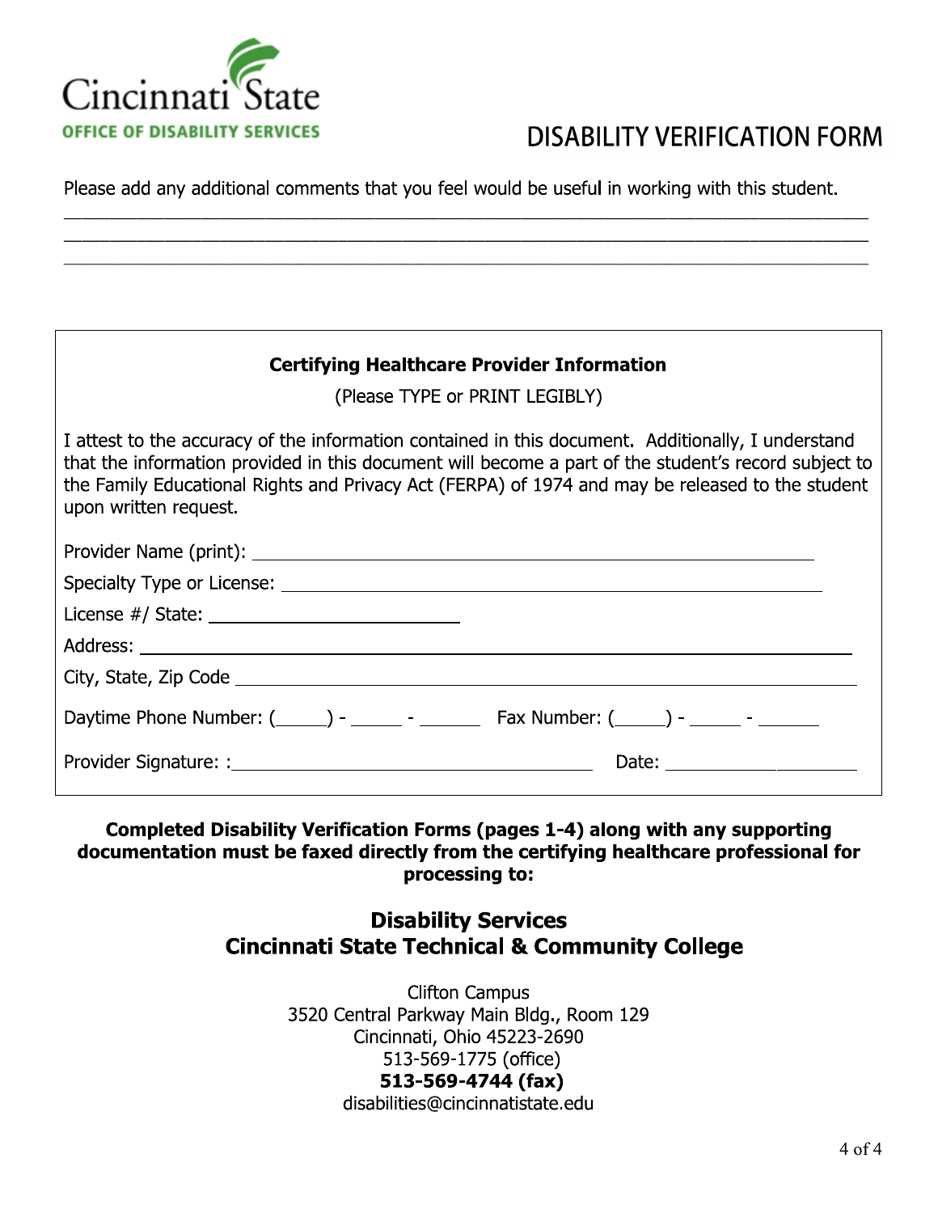Cincinnati State
OFFICE OF DISABILITY SERVICES

# DISABILITY VERIFICATION FORM

Please add any additional comments that you feel would be useful in working with this student.

______________________________________________________________________________
______________________________________________________________________________
______________________________________________________________________________

**Certifying Healthcare Provider Information**

(Please TYPE or PRINT LEGIBLY)

I attest to the accuracy of the information contained in this document. Additionally, I understand that the information provided in this document will become a part of the student's record subject to the Family Educational Rights and Privacy Act (FERPA) of 1974 and may be released to the student upon written request.

Provider Name (print): ______________________________________________

Specialty Type or License: ______________________________________________

License #/ State: ________________________

Address: ______________________________________________________________

City, State, Zip Code ______________________________________________________

Daytime Phone Number: (_____) - _____ - ______ Fax Number: (_____) - _____ - ______

Provider Signature: :________________________________ Date: ________________

**Completed Disability Verification Forms (pages 1-4) along with any supporting documentation must be faxed directly from the certifying healthcare professional for processing to:**

## Disability Services
## Cincinnati State Technical & Community College

Clifton Campus
3520 Central Parkway Main Bldg., Room 129
Cincinnati, Ohio 45223-2690
513-569-1775 (office)
**513-569-4744 (fax)**
disabilities@cincinnatistate.edu